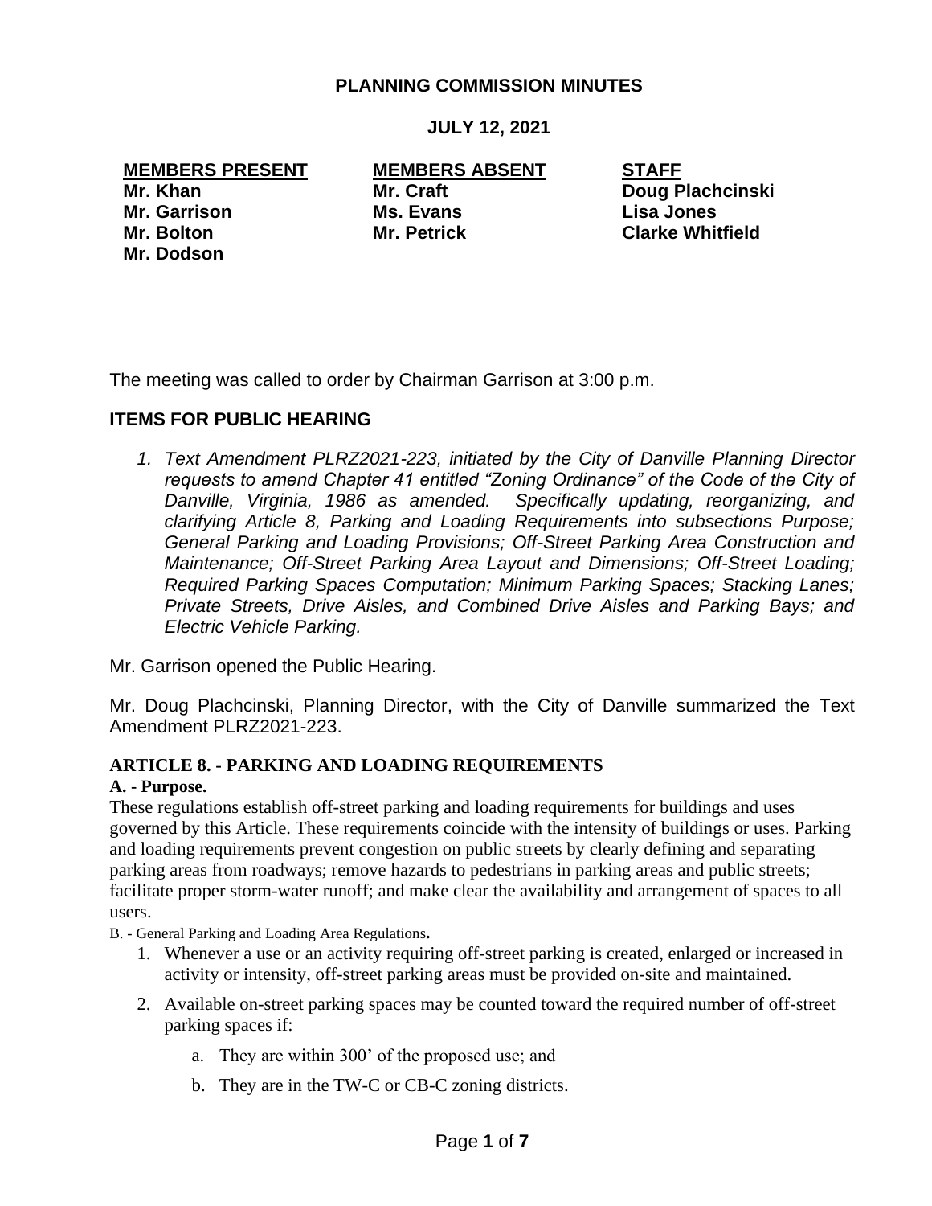# PLANNING COMMISSION MINUTES

## JULY 12, 2021

| MEMBERS PRESENT | MEMBERS ABSENT | STAFF |
|---|---|---|
| Mr. Khan | Mr. Craft | Doug Plachcinski |
| Mr. Garrison | Ms. Evans | Lisa Jones |
| Mr. Bolton | Mr. Petrick | Clarke Whitfield |
| Mr. Dodson | | |

The meeting was called to order by Chairman Garrison at 3:00 p.m.

## ITEMS FOR PUBLIC HEARING

1. *Text Amendment PLRZ2021-223, initiated by the City of Danville Planning Director requests to amend Chapter 41 entitled "Zoning Ordinance" of the Code of the City of Danville, Virginia, 1986 as amended. Specifically updating, reorganizing, and clarifying Article 8, Parking and Loading Requirements into subsections Purpose; General Parking and Loading Provisions; Off-Street Parking Area Construction and Maintenance; Off-Street Parking Area Layout and Dimensions; Off-Street Loading; Required Parking Spaces Computation; Minimum Parking Spaces; Stacking Lanes; Private Streets, Drive Aisles, and Combined Drive Aisles and Parking Bays; and Electric Vehicle Parking.*

Mr. Garrison opened the Public Hearing.

Mr. Doug Plachcinski, Planning Director, with the City of Danville summarized the Text Amendment PLRZ2021-223.

### ARTICLE 8. - PARKING AND LOADING REQUIREMENTS

**A. - Purpose.**

These regulations establish off-street parking and loading requirements for buildings and uses governed by this Article. These requirements coincide with the intensity of buildings or uses. Parking and loading requirements prevent congestion on public streets by clearly defining and separating parking areas from roadways; remove hazards to pedestrians in parking areas and public streets; facilitate proper storm-water runoff; and make clear the availability and arrangement of spaces to all users.

B. - General Parking and Loading Area Regulations**.**

1. Whenever a use or an activity requiring off-street parking is created, enlarged or increased in activity or intensity, off-street parking areas must be provided on-site and maintained.
2. Available on-street parking spaces may be counted toward the required number of off-street parking spaces if:
   a. They are within 300' of the proposed use; and
   b. They are in the TW-C or CB-C zoning districts.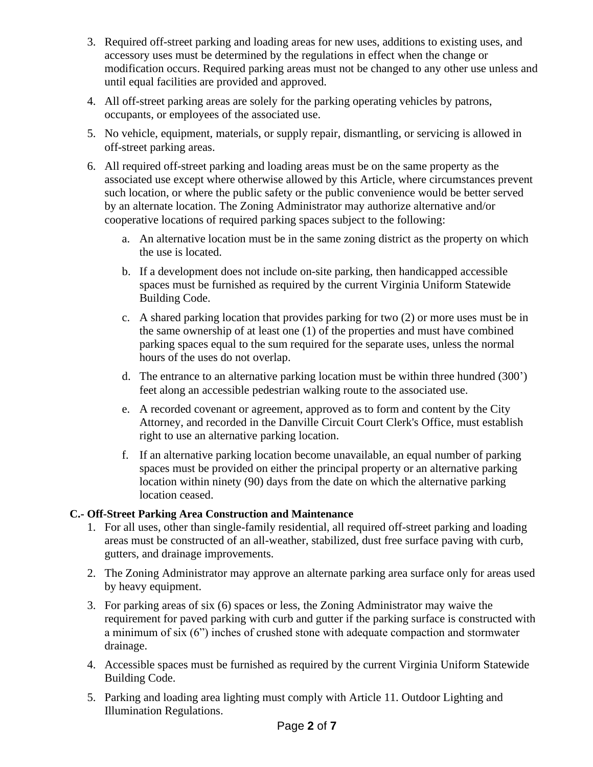3. Required off-street parking and loading areas for new uses, additions to existing uses, and accessory uses must be determined by the regulations in effect when the change or modification occurs. Required parking areas must not be changed to any other use unless and until equal facilities are provided and approved.
4. All off-street parking areas are solely for the parking operating vehicles by patrons, occupants, or employees of the associated use.
5. No vehicle, equipment, materials, or supply repair, dismantling, or servicing is allowed in off-street parking areas.
6. All required off-street parking and loading areas must be on the same property as the associated use except where otherwise allowed by this Article, where circumstances prevent such location, or where the public safety or the public convenience would be better served by an alternate location. The Zoning Administrator may authorize alternative and/or cooperative locations of required parking spaces subject to the following:
   a. An alternative location must be in the same zoning district as the property on which the use is located.
   b. If a development does not include on-site parking, then handicapped accessible spaces must be furnished as required by the current Virginia Uniform Statewide Building Code.
   c. A shared parking location that provides parking for two (2) or more uses must be in the same ownership of at least one (1) of the properties and must have combined parking spaces equal to the sum required for the separate uses, unless the normal hours of the uses do not overlap.
   d. The entrance to an alternative parking location must be within three hundred (300') feet along an accessible pedestrian walking route to the associated use.
   e. A recorded covenant or agreement, approved as to form and content by the City Attorney, and recorded in the Danville Circuit Court Clerk's Office, must establish right to use an alternative parking location.
   f. If an alternative parking location become unavailable, an equal number of parking spaces must be provided on either the principal property or an alternative parking location within ninety (90) days from the date on which the alternative parking location ceased.

**C.- Off-Street Parking Area Construction and Maintenance**

1. For all uses, other than single-family residential, all required off-street parking and loading areas must be constructed of an all-weather, stabilized, dust free surface paving with curb, gutters, and drainage improvements.
2. The Zoning Administrator may approve an alternate parking area surface only for areas used by heavy equipment.
3. For parking areas of six (6) spaces or less, the Zoning Administrator may waive the requirement for paved parking with curb and gutter if the parking surface is constructed with a minimum of six (6") inches of crushed stone with adequate compaction and stormwater drainage.
4. Accessible spaces must be furnished as required by the current Virginia Uniform Statewide Building Code.
5. Parking and loading area lighting must comply with Article 11. Outdoor Lighting and Illumination Regulations.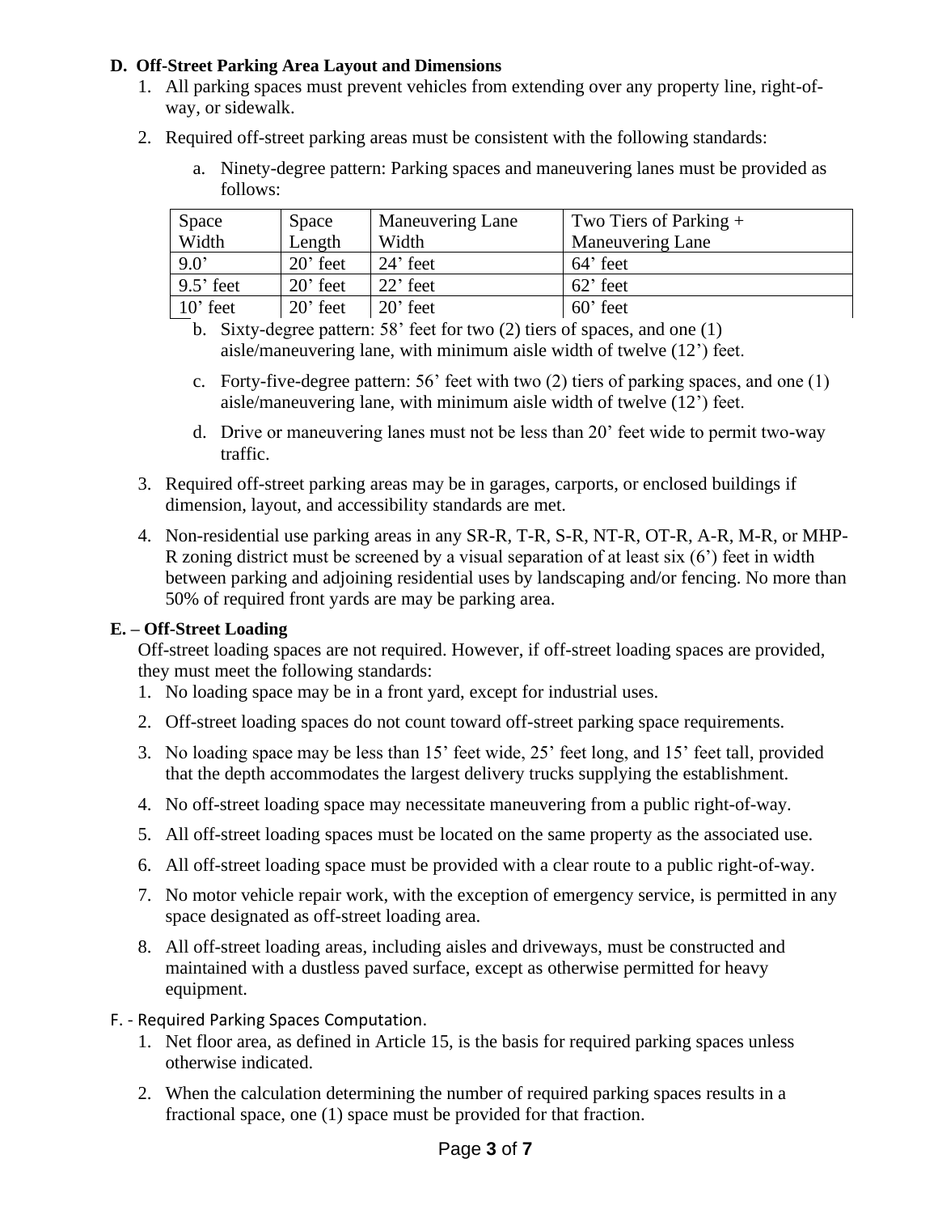**D. Off-Street Parking Area Layout and Dimensions**

1. All parking spaces must prevent vehicles from extending over any property line, right-of-way, or sidewalk.
2. Required off-street parking areas must be consistent with the following standards:
   a. Ninety-degree pattern: Parking spaces and maneuvering lanes must be provided as follows:

| Space Width | Space Length | Maneuvering Lane Width | Two Tiers of Parking + Maneuvering Lane |
|---|---|---|---|
| 9.0' | 20' feet | 24' feet | 64' feet |
| 9.5' feet | 20' feet | 22' feet | 62' feet |
| 10' feet | 20' feet | 20' feet | 60' feet |

   b. Sixty-degree pattern: 58' feet for two (2) tiers of spaces, and one (1) aisle/maneuvering lane, with minimum aisle width of twelve (12') feet.
   c. Forty-five-degree pattern: 56' feet with two (2) tiers of parking spaces, and one (1) aisle/maneuvering lane, with minimum aisle width of twelve (12') feet.
   d. Drive or maneuvering lanes must not be less than 20' feet wide to permit two-way traffic.
3. Required off-street parking areas may be in garages, carports, or enclosed buildings if dimension, layout, and accessibility standards are met.
4. Non-residential use parking areas in any SR-R, T-R, S-R, NT-R, OT-R, A-R, M-R, or MHP-R zoning district must be screened by a visual separation of at least six (6') feet in width between parking and adjoining residential uses by landscaping and/or fencing. No more than 50% of required front yards are may be parking area.

**E. – Off-Street Loading**

Off-street loading spaces are not required. However, if off-street loading spaces are provided, they must meet the following standards:

1. No loading space may be in a front yard, except for industrial uses.
2. Off-street loading spaces do not count toward off-street parking space requirements.
3. No loading space may be less than 15' feet wide, 25' feet long, and 15' feet tall, provided that the depth accommodates the largest delivery trucks supplying the establishment.
4. No off-street loading space may necessitate maneuvering from a public right-of-way.
5. All off-street loading spaces must be located on the same property as the associated use.
6. All off-street loading space must be provided with a clear route to a public right-of-way.
7. No motor vehicle repair work, with the exception of emergency service, is permitted in any space designated as off-street loading area.
8. All off-street loading areas, including aisles and driveways, must be constructed and maintained with a dustless paved surface, except as otherwise permitted for heavy equipment.

F. - Required Parking Spaces Computation.

1. Net floor area, as defined in Article 15, is the basis for required parking spaces unless otherwise indicated.
2. When the calculation determining the number of required parking spaces results in a fractional space, one (1) space must be provided for that fraction.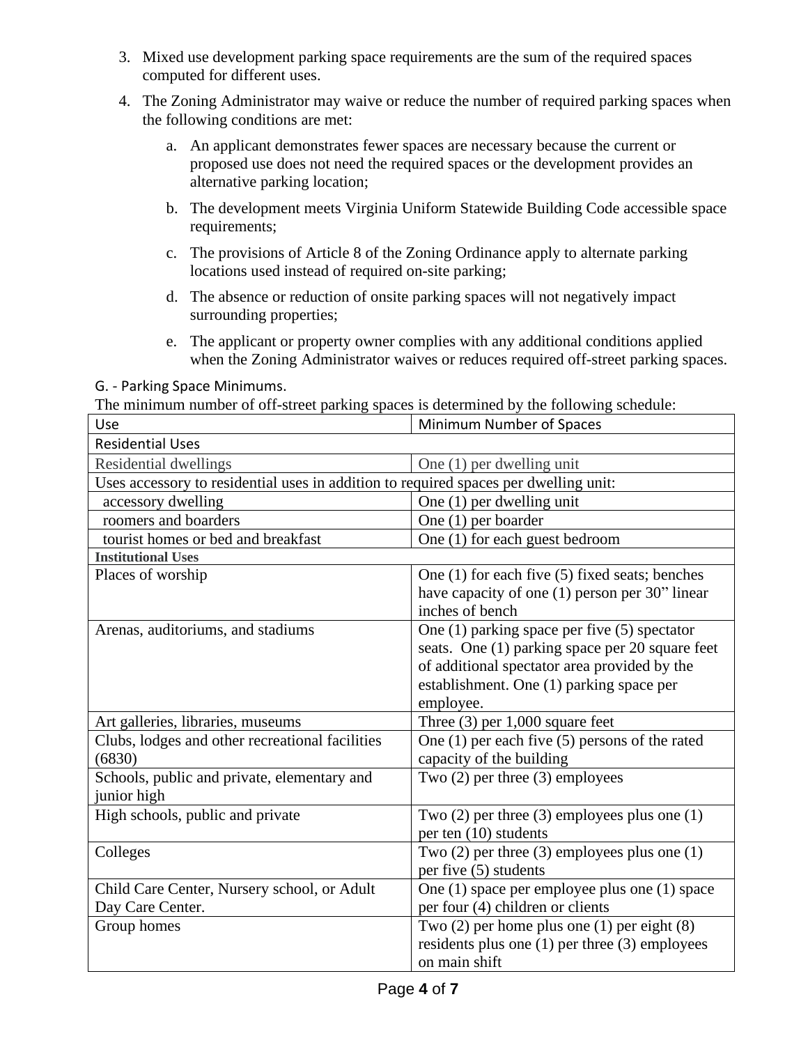3. Mixed use development parking space requirements are the sum of the required spaces computed for different uses.
4. The Zoning Administrator may waive or reduce the number of required parking spaces when the following conditions are met:
    a. An applicant demonstrates fewer spaces are necessary because the current or proposed use does not need the required spaces or the development provides an alternative parking location;
    b. The development meets Virginia Uniform Statewide Building Code accessible space requirements;
    c. The provisions of Article 8 of the Zoning Ordinance apply to alternate parking locations used instead of required on-site parking;
    d. The absence or reduction of onsite parking spaces will not negatively impact surrounding properties;
    e. The applicant or property owner complies with any additional conditions applied when the Zoning Administrator waives or reduces required off-street parking spaces.

G. - Parking Space Minimums.

The minimum number of off-street parking spaces is determined by the following schedule:

| Use | Minimum Number of Spaces |
|---|---|
| Residential Uses | |
| Residential dwellings | One (1) per dwelling unit |
| Uses accessory to residential uses in addition to required spaces per dwelling unit: | |
| accessory dwelling | One (1) per dwelling unit |
| roomers and boarders | One (1) per boarder |
| tourist homes or bed and breakfast | One (1) for each guest bedroom |
| **Institutional Uses** | |
| Places of worship | One (1) for each five (5) fixed seats; benches have capacity of one (1) person per 30" linear inches of bench |
| Arenas, auditoriums, and stadiums | One (1) parking space per five (5) spectator seats. One (1) parking space per 20 square feet of additional spectator area provided by the establishment. One (1) parking space per employee. |
| Art galleries, libraries, museums | Three (3) per 1,000 square feet |
| Clubs, lodges and other recreational facilities (6830) | One (1) per each five (5) persons of the rated capacity of the building |
| Schools, public and private, elementary and junior high | Two (2) per three (3) employees |
| High schools, public and private | Two (2) per three (3) employees plus one (1) per ten (10) students |
| Colleges | Two (2) per three (3) employees plus one (1) per five (5) students |
| Child Care Center, Nursery school, or Adult Day Care Center. | One (1) space per employee plus one (1) space per four (4) children or clients |
| Group homes | Two (2) per home plus one (1) per eight (8) residents plus one (1) per three (3) employees on main shift |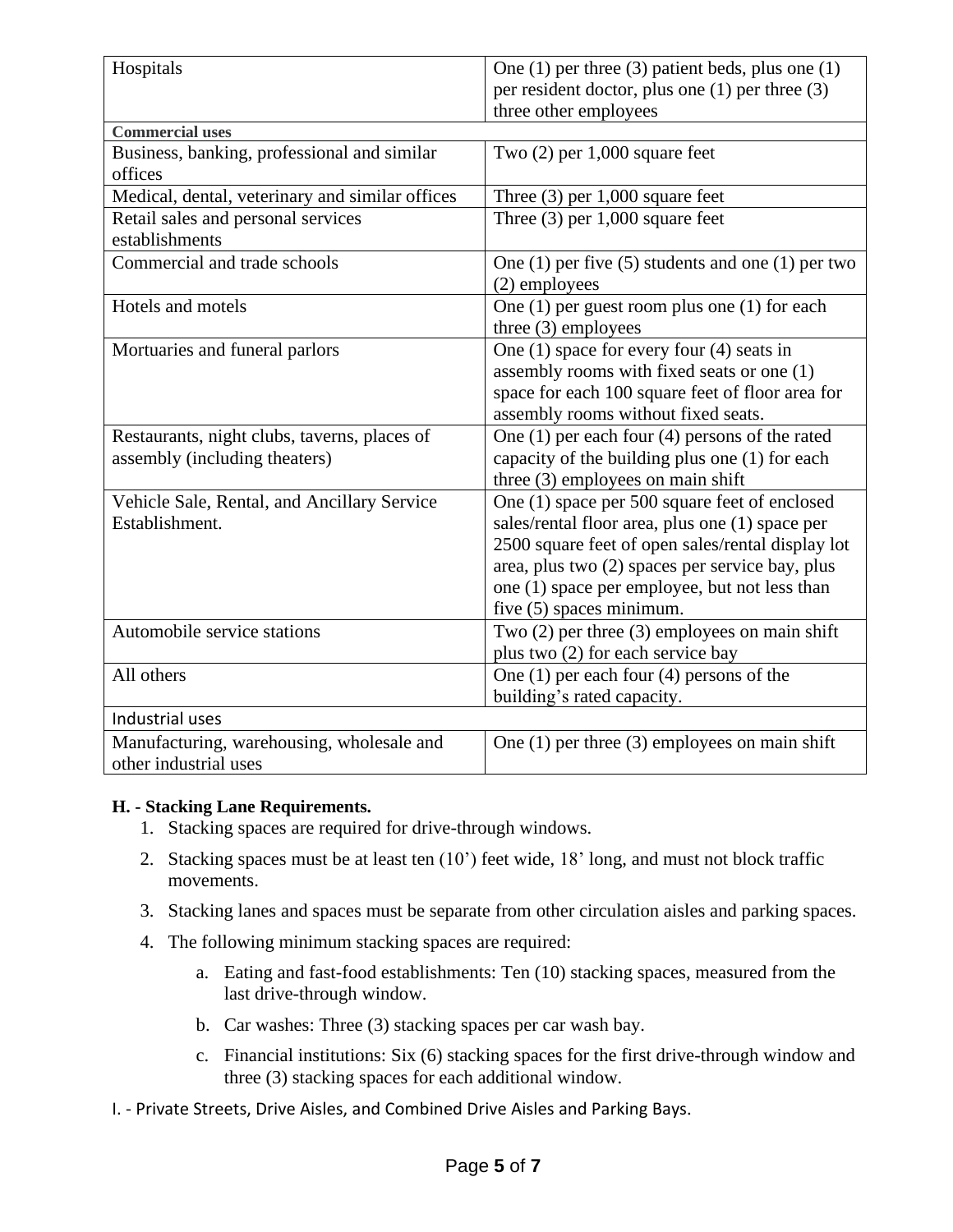| | |
|---|---|
| Hospitals | One (1) per three (3) patient beds, plus one (1) per resident doctor, plus one (1) per three (3) three other employees |
| **Commercial uses** | |
| Business, banking, professional and similar offices | Two (2) per 1,000 square feet |
| Medical, dental, veterinary and similar offices | Three (3) per 1,000 square feet |
| Retail sales and personal services establishments | Three (3) per 1,000 square feet |
| Commercial and trade schools | One (1) per five (5) students and one (1) per two (2) employees |
| Hotels and motels | One (1) per guest room plus one (1) for each three (3) employees |
| Mortuaries and funeral parlors | One (1) space for every four (4) seats in assembly rooms with fixed seats or one (1) space for each 100 square feet of floor area for assembly rooms without fixed seats. |
| Restaurants, night clubs, taverns, places of assembly (including theaters) | One (1) per each four (4) persons of the rated capacity of the building plus one (1) for each three (3) employees on main shift |
| Vehicle Sale, Rental, and Ancillary Service Establishment. | One (1) space per 500 square feet of enclosed sales/rental floor area, plus one (1) space per 2500 square feet of open sales/rental display lot area, plus two (2) spaces per service bay, plus one (1) space per employee, but not less than five (5) spaces minimum. |
| Automobile service stations | Two (2) per three (3) employees on main shift plus two (2) for each service bay |
| All others | One (1) per each four (4) persons of the building's rated capacity. |
| Industrial uses | |
| Manufacturing, warehousing, wholesale and other industrial uses | One (1) per three (3) employees on main shift |

**H. - Stacking Lane Requirements.**

1. Stacking spaces are required for drive-through windows.
2. Stacking spaces must be at least ten (10') feet wide, 18' long, and must not block traffic movements.
3. Stacking lanes and spaces must be separate from other circulation aisles and parking spaces.
4. The following minimum stacking spaces are required:
    a. Eating and fast-food establishments: Ten (10) stacking spaces, measured from the last drive-through window.
    b. Car washes: Three (3) stacking spaces per car wash bay.
    c. Financial institutions: Six (6) stacking spaces for the first drive-through window and three (3) stacking spaces for each additional window.

I. - Private Streets, Drive Aisles, and Combined Drive Aisles and Parking Bays.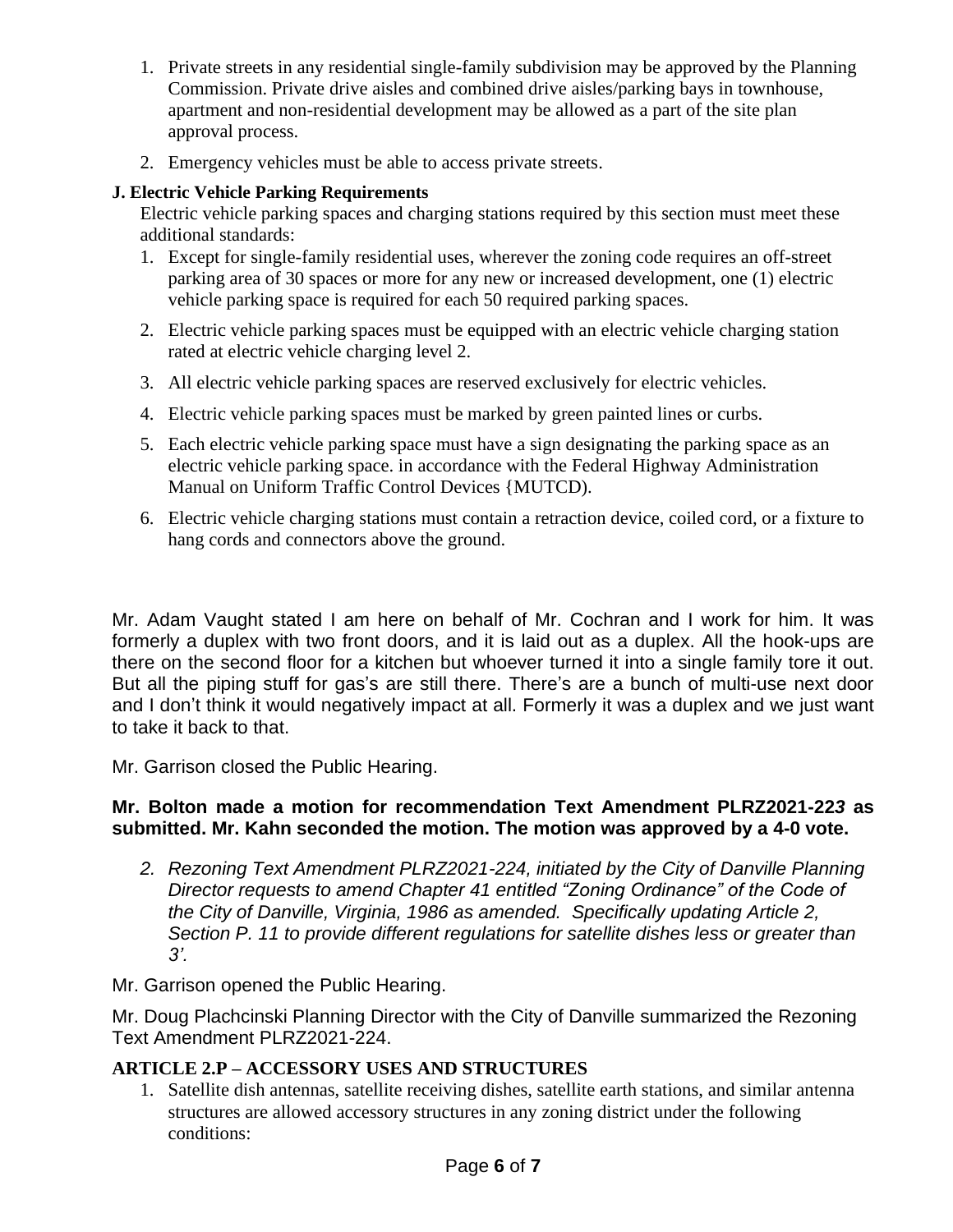1. Private streets in any residential single-family subdivision may be approved by the Planning Commission. Private drive aisles and combined drive aisles/parking bays in townhouse, apartment and non-residential development may be allowed as a part of the site plan approval process.
2. Emergency vehicles must be able to access private streets.

**J. Electric Vehicle Parking Requirements**

Electric vehicle parking spaces and charging stations required by this section must meet these additional standards:

1. Except for single-family residential uses, wherever the zoning code requires an off-street parking area of 30 spaces or more for any new or increased development, one (1) electric vehicle parking space is required for each 50 required parking spaces.
2. Electric vehicle parking spaces must be equipped with an electric vehicle charging station rated at electric vehicle charging level 2.
3. All electric vehicle parking spaces are reserved exclusively for electric vehicles.
4. Electric vehicle parking spaces must be marked by green painted lines or curbs.
5. Each electric vehicle parking space must have a sign designating the parking space as an electric vehicle parking space. in accordance with the Federal Highway Administration Manual on Uniform Traffic Control Devices {MUTCD).
6. Electric vehicle charging stations must contain a retraction device, coiled cord, or a fixture to hang cords and connectors above the ground.

Mr. Adam Vaught stated I am here on behalf of Mr. Cochran and I work for him. It was formerly a duplex with two front doors, and it is laid out as a duplex. All the hook-ups are there on the second floor for a kitchen but whoever turned it into a single family tore it out. But all the piping stuff for gas's are still there. There's are a bunch of multi-use next door and I don't think it would negatively impact at all. Formerly it was a duplex and we just want to take it back to that.

Mr. Garrison closed the Public Hearing.

**Mr. Bolton made a motion for recommendation Text Amendment PLRZ2021-223 as submitted. Mr. Kahn seconded the motion. The motion was approved by a 4-0 vote.**

2. *Rezoning Text Amendment PLRZ2021-224, initiated by the City of Danville Planning Director requests to amend Chapter 41 entitled "Zoning Ordinance" of the Code of the City of Danville, Virginia, 1986 as amended. Specifically updating Article 2, Section P. 11 to provide different regulations for satellite dishes less or greater than 3'.*

Mr. Garrison opened the Public Hearing.

Mr. Doug Plachcinski Planning Director with the City of Danville summarized the Rezoning Text Amendment PLRZ2021-224.

**ARTICLE 2.P – ACCESSORY USES AND STRUCTURES**

1. Satellite dish antennas, satellite receiving dishes, satellite earth stations, and similar antenna structures are allowed accessory structures in any zoning district under the following conditions: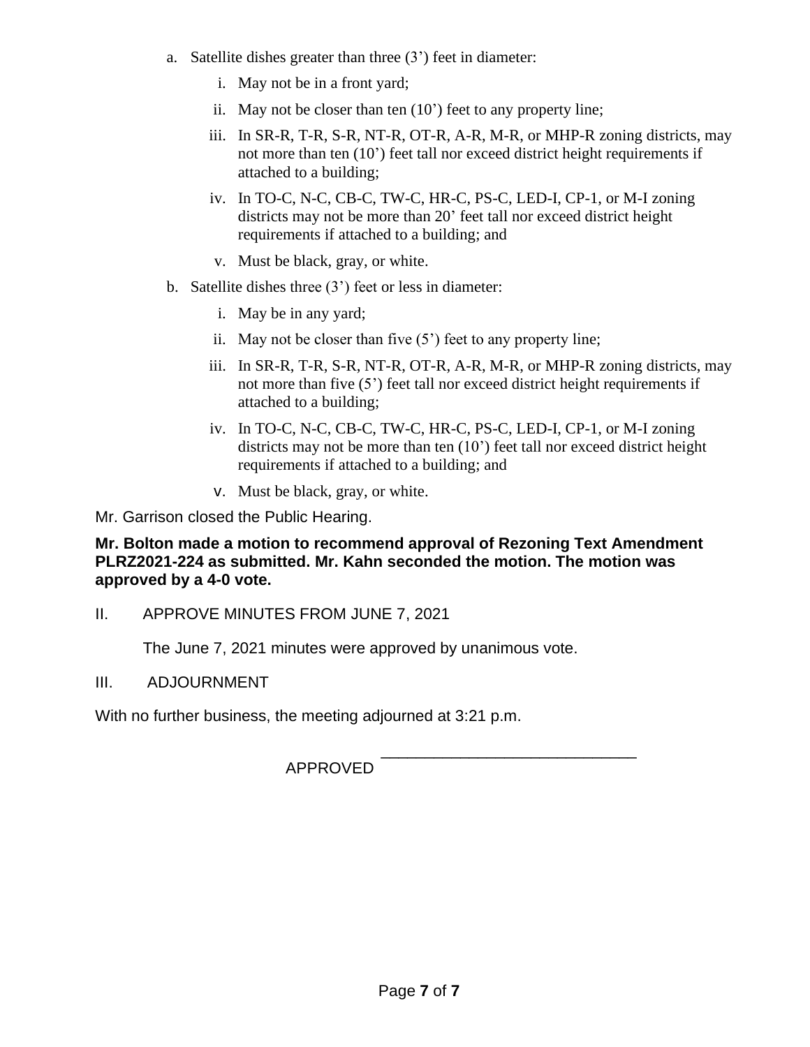a. Satellite dishes greater than three (3') feet in diameter:

   i. May not be in a front yard;

   ii. May not be closer than ten (10') feet to any property line;

   iii. In SR-R, T-R, S-R, NT-R, OT-R, A-R, M-R, or MHP-R zoning districts, may not more than ten (10') feet tall nor exceed district height requirements if attached to a building;

   iv. In TO-C, N-C, CB-C, TW-C, HR-C, PS-C, LED-I, CP-1, or M-I zoning districts may not be more than 20' feet tall nor exceed district height requirements if attached to a building; and

   v. Must be black, gray, or white.

b. Satellite dishes three (3') feet or less in diameter:

   i. May be in any yard;

   ii. May not be closer than five (5') feet to any property line;

   iii. In SR-R, T-R, S-R, NT-R, OT-R, A-R, M-R, or MHP-R zoning districts, may not more than five (5') feet tall nor exceed district height requirements if attached to a building;

   iv. In TO-C, N-C, CB-C, TW-C, HR-C, PS-C, LED-I, CP-1, or M-I zoning districts may not be more than ten (10') feet tall nor exceed district height requirements if attached to a building; and

   v. Must be black, gray, or white.

Mr. Garrison closed the Public Hearing.

**Mr. Bolton made a motion to recommend approval of Rezoning Text Amendment PLRZ2021-224 as submitted. Mr. Kahn seconded the motion. The motion was approved by a 4-0 vote.**

II. APPROVE MINUTES FROM JUNE 7, 2021

The June 7, 2021 minutes were approved by unanimous vote.

III. ADJOURNMENT

With no further business, the meeting adjourned at 3:21 p.m.

APPROVED ______________________________